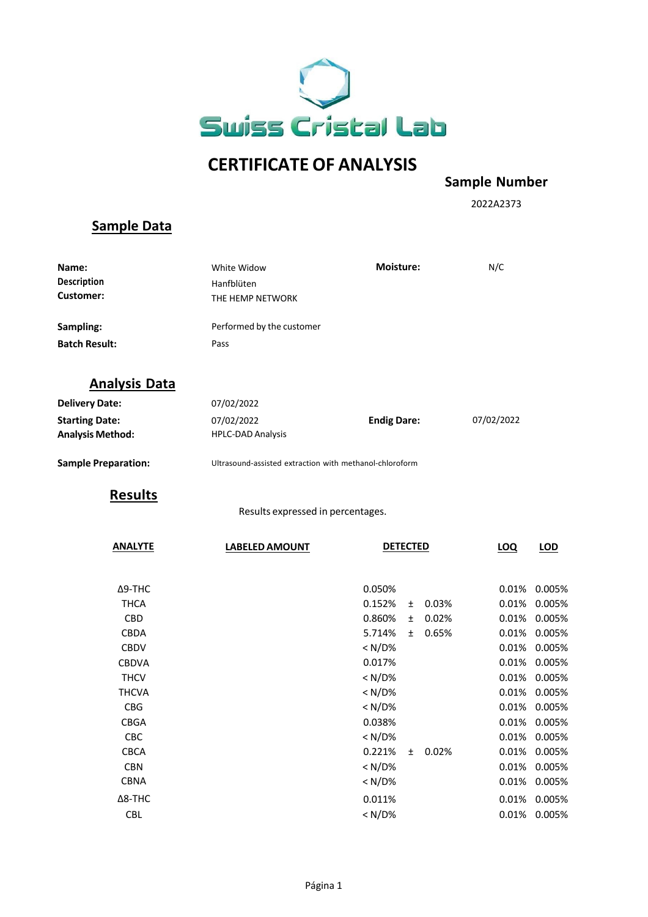Swiss Cristal Lab

# CERTIFICATE OF ANALYSIS

**Sample Number**

2022A2373

## Sample Data

| | | | |
|---|---|---|---|
| **Name:** | White Widow | **Moisture:** | N/C |
| **Description** | Hanfblüten | | |
| **Customer:** | THE HEMP NETWORK | | |
| **Sampling:** | Performed by the customer | | |
| **Batch Result:** | Pass | | |

## Analysis Data

| | | | |
|---|---|---|---|
| **Delivery Date:** | 07/02/2022 | | |
| **Starting Date:** | 07/02/2022 | **Endig Dare:** | 07/02/2022 |
| **Analysis Method:** | HPLC-DAD Analysis | | |
| **Sample Preparation:** | Ultrasound-assisted extraction with methanol-chloroform | | |

## Results

Results expressed in percentages.

| ANALYTE | LABELED AMOUNT | DETECTED | | | LOQ | LOD |
|---|---|---|---|---|---|---|
| Δ9-THC | | 0.050% | | | 0.01% | 0.005% |
| THCA | | 0.152% | ± | 0.03% | 0.01% | 0.005% |
| CBD | | 0.860% | ± | 0.02% | 0.01% | 0.005% |
| CBDA | | 5.714% | ± | 0.65% | 0.01% | 0.005% |
| CBDV | | < N/D% | | | 0.01% | 0.005% |
| CBDVA | | 0.017% | | | 0.01% | 0.005% |
| THCV | | < N/D% | | | 0.01% | 0.005% |
| THCVA | | < N/D% | | | 0.01% | 0.005% |
| CBG | | < N/D% | | | 0.01% | 0.005% |
| CBGA | | 0.038% | | | 0.01% | 0.005% |
| CBC | | < N/D% | | | 0.01% | 0.005% |
| CBCA | | 0.221% | ± | 0.02% | 0.01% | 0.005% |
| CBN | | < N/D% | | | 0.01% | 0.005% |
| CBNA | | < N/D% | | | 0.01% | 0.005% |
| Δ8-THC | | 0.011% | | | 0.01% | 0.005% |
| CBL | | < N/D% | | | 0.01% | 0.005% |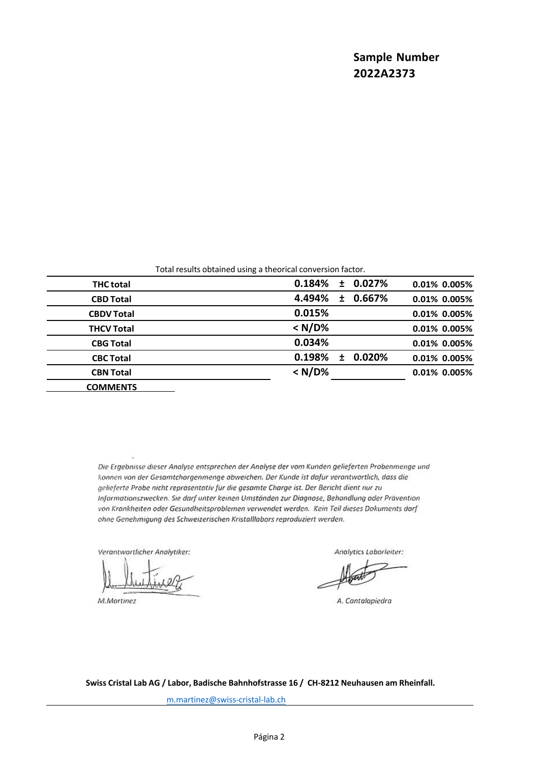**Sample Number**
**2022A2373**

Total results obtained using a theorical conversion factor.

| | | | | | |
|---|---|---|---|---|---|
| **THC total** | **0.184%** | **±** | **0.027%** | **0.01%** | **0.005%** |
| **CBD Total** | **4.494%** | **±** | **0.667%** | **0.01%** | **0.005%** |
| **CBDV Total** | **0.015%** | | | **0.01%** | **0.005%** |
| **THCV Total** | **< N/D%** | | | **0.01%** | **0.005%** |
| **CBG Total** | **0.034%** | | | **0.01%** | **0.005%** |
| **CBC Total** | **0.198%** | **±** | **0.020%** | **0.01%** | **0.005%** |
| **CBN Total** | **< N/D%** | | | **0.01%** | **0.005%** |

**COMMENTS**

*Die Ergebnisse dieser Analyse entsprechen der Analyse der vom Kunden gelieferten Probenmenge und können von der Gesamtchargenmenge abweichen. Der Kunde ist dafür verantwortlich, dass die gelieferte Probe nicht repräsentativ für die gesamte Charge ist. Der Bericht dient nur zu Informationszwecken. Sie darf unter keinen Umständen zur Diagnose, Behandlung oder Prävention von Krankheiten oder Gesundheitsproblemen verwendet werden. Kein Teil dieses Dokuments darf ohne Genehmigung des Schweizerischen Kristalllabors reproduziert werden.*

*Verantwortlicher Analytiker:*

*M.Martinez*

*Analytics Laborleiter:*

*A. Cantalapiedra*

**Swiss Cristal Lab AG / Labor, Badische Bahnhofstrasse 16 / CH-8212 Neuhausen am Rheinfall.**

m.martinez@swiss-cristal-lab.ch